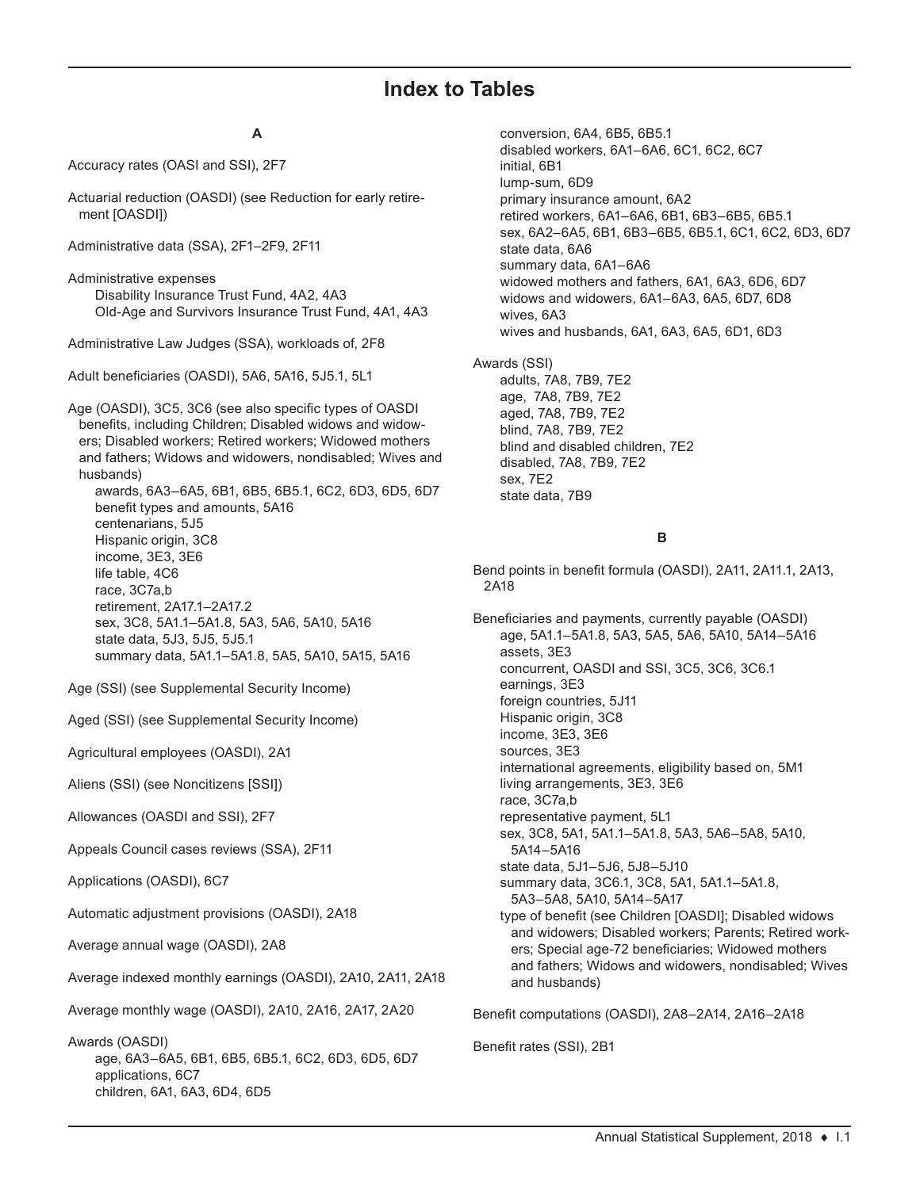# Index to Tables

## A

Accuracy rates (OASI and SSI), 2F7

Actuarial reduction (OASDI) (see Reduction for early retirement [OASDI])

Administrative data (SSA), 2F1–2F9, 2F11

Administrative expenses
- Disability Insurance Trust Fund, 4A2, 4A3
- Old-Age and Survivors Insurance Trust Fund, 4A1, 4A3

Administrative Law Judges (SSA), workloads of, 2F8

Adult beneficiaries (OASDI), 5A6, 5A16, 5J5.1, 5L1

Age (OASDI), 3C5, 3C6 (see also specific types of OASDI benefits, including Children; Disabled widows and widowers; Disabled workers; Retired workers; Widowed mothers and fathers; Widows and widowers, nondisabled; Wives and husbands)
- awards, 6A3–6A5, 6B1, 6B5, 6B5.1, 6C2, 6D3, 6D5, 6D7
- benefit types and amounts, 5A16
- centenarians, 5J5
- Hispanic origin, 3C8
- income, 3E3, 3E6
- life table, 4C6
- race, 3C7a,b
- retirement, 2A17.1–2A17.2
- sex, 3C8, 5A1.1–5A1.8, 5A3, 5A6, 5A10, 5A16
- state data, 5J3, 5J5, 5J5.1
- summary data, 5A1.1–5A1.8, 5A5, 5A10, 5A15, 5A16

Age (SSI) (see Supplemental Security Income)

Aged (SSI) (see Supplemental Security Income)

Agricultural employees (OASDI), 2A1

Aliens (SSI) (see Noncitizens [SSI])

Allowances (OASDI and SSI), 2F7

Appeals Council cases reviews (SSA), 2F11

Applications (OASDI), 6C7

Automatic adjustment provisions (OASDI), 2A18

Average annual wage (OASDI), 2A8

Average indexed monthly earnings (OASDI), 2A10, 2A11, 2A18

Average monthly wage (OASDI), 2A10, 2A16, 2A17, 2A20

Awards (OASDI)
- age, 6A3–6A5, 6B1, 6B5, 6B5.1, 6C2, 6D3, 6D5, 6D7
- applications, 6C7
- children, 6A1, 6A3, 6D4, 6D5
- conversion, 6A4, 6B5, 6B5.1
- disabled workers, 6A1–6A6, 6C1, 6C2, 6C7
- initial, 6B1
- lump-sum, 6D9
- primary insurance amount, 6A2
- retired workers, 6A1–6A6, 6B1, 6B3–6B5, 6B5.1
- sex, 6A2–6A5, 6B1, 6B3–6B5, 6B5.1, 6C1, 6C2, 6D3, 6D7
- state data, 6A6
- summary data, 6A1–6A6
- widowed mothers and fathers, 6A1, 6A3, 6D6, 6D7
- widows and widowers, 6A1–6A3, 6A5, 6D7, 6D8
- wives, 6A3
- wives and husbands, 6A1, 6A3, 6A5, 6D1, 6D3

Awards (SSI)
- adults, 7A8, 7B9, 7E2
- age, 7A8, 7B9, 7E2
- aged, 7A8, 7B9, 7E2
- blind, 7A8, 7B9, 7E2
- blind and disabled children, 7E2
- disabled, 7A8, 7B9, 7E2
- sex, 7E2
- state data, 7B9

## B

Bend points in benefit formula (OASDI), 2A11, 2A11.1, 2A13, 2A18

Beneficiaries and payments, currently payable (OASDI)
- age, 5A1.1–5A1.8, 5A3, 5A5, 5A6, 5A10, 5A14–5A16
- assets, 3E3
- concurrent, OASDI and SSI, 3C5, 3C6, 3C6.1
- earnings, 3E3
- foreign countries, 5J11
- Hispanic origin, 3C8
- income, 3E3, 3E6
- sources, 3E3
- international agreements, eligibility based on, 5M1
- living arrangements, 3E3, 3E6
- race, 3C7a,b
- representative payment, 5L1
- sex, 3C8, 5A1, 5A1.1–5A1.8, 5A3, 5A6–5A8, 5A10, 5A14–5A16
- state data, 5J1–5J6, 5J8–5J10
- summary data, 3C6.1, 3C8, 5A1, 5A1.1–5A1.8, 5A3–5A8, 5A10, 5A14–5A17
- type of benefit (see Children [OASDI]; Disabled widows and widowers; Disabled workers; Parents; Retired workers; Special age-72 beneficiaries; Widowed mothers and fathers; Widows and widowers, nondisabled; Wives and husbands)

Benefit computations (OASDI), 2A8–2A14, 2A16–2A18

Benefit rates (SSI), 2B1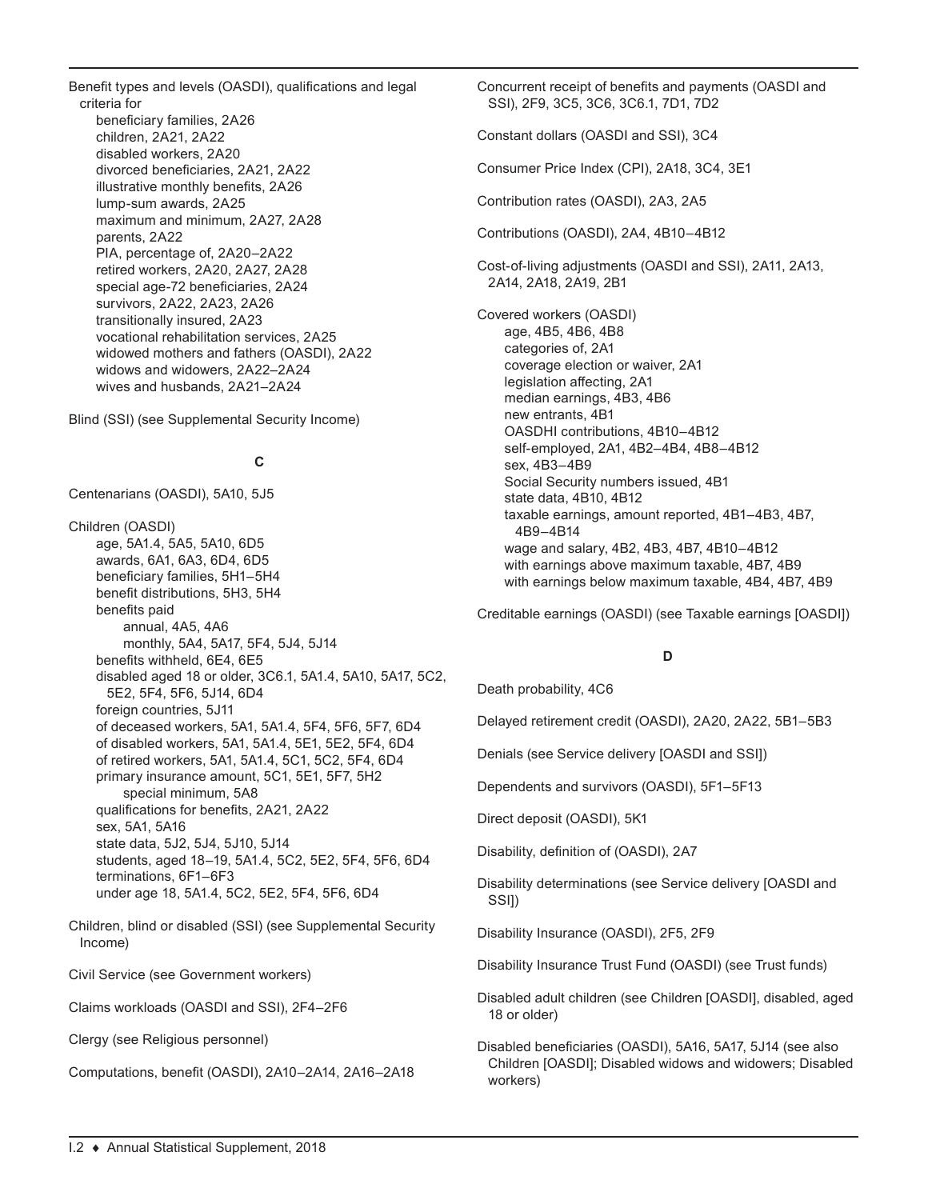Benefit types and levels (OASDI), qualifications and legal criteria for

- beneficiary families, 2A26
- children, 2A21, 2A22
- disabled workers, 2A20
- divorced beneficiaries, 2A21, 2A22
- illustrative monthly benefits, 2A26
- lump-sum awards, 2A25
- maximum and minimum, 2A27, 2A28
- parents, 2A22
- PIA, percentage of, 2A20–2A22
- retired workers, 2A20, 2A27, 2A28
- special age-72 beneficiaries, 2A24
- survivors, 2A22, 2A23, 2A26
- transitionally insured, 2A23
- vocational rehabilitation services, 2A25
- widowed mothers and fathers (OASDI), 2A22
- widows and widowers, 2A22–2A24
- wives and husbands, 2A21–2A24

Blind (SSI) (see Supplemental Security Income)

### C

Centenarians (OASDI), 5A10, 5J5

Children (OASDI)

- age, 5A1.4, 5A5, 5A10, 6D5
- awards, 6A1, 6A3, 6D4, 6D5
- beneficiary families, 5H1–5H4
- benefit distributions, 5H3, 5H4
- benefits paid
  - annual, 4A5, 4A6
  - monthly, 5A4, 5A17, 5F4, 5J4, 5J14
- benefits withheld, 6E4, 6E5
- disabled aged 18 or older, 3C6.1, 5A1.4, 5A10, 5A17, 5C2, 5E2, 5F4, 5F6, 5J14, 6D4
- foreign countries, 5J11
- of deceased workers, 5A1, 5A1.4, 5F4, 5F6, 5F7, 6D4
- of disabled workers, 5A1, 5A1.4, 5E1, 5E2, 5F4, 6D4
- of retired workers, 5A1, 5A1.4, 5C1, 5C2, 5F4, 6D4
- primary insurance amount, 5C1, 5E1, 5F7, 5H2
  - special minimum, 5A8
- qualifications for benefits, 2A21, 2A22
- sex, 5A1, 5A16
- state data, 5J2, 5J4, 5J10, 5J14
- students, aged 18–19, 5A1.4, 5C2, 5E2, 5F4, 5F6, 6D4
- terminations, 6F1–6F3
- under age 18, 5A1.4, 5C2, 5E2, 5F4, 5F6, 6D4

Children, blind or disabled (SSI) (see Supplemental Security Income)

Civil Service (see Government workers)

Claims workloads (OASDI and SSI), 2F4–2F6

Clergy (see Religious personnel)

Computations, benefit (OASDI), 2A10–2A14, 2A16–2A18

Concurrent receipt of benefits and payments (OASDI and SSI), 2F9, 3C5, 3C6, 3C6.1, 7D1, 7D2

Constant dollars (OASDI and SSI), 3C4

Consumer Price Index (CPI), 2A18, 3C4, 3E1

Contribution rates (OASDI), 2A3, 2A5

Contributions (OASDI), 2A4, 4B10–4B12

Cost-of-living adjustments (OASDI and SSI), 2A11, 2A13, 2A14, 2A18, 2A19, 2B1

Covered workers (OASDI)

- age, 4B5, 4B6, 4B8
- categories of, 2A1
- coverage election or waiver, 2A1
- legislation affecting, 2A1
- median earnings, 4B3, 4B6
- new entrants, 4B1
- OASDHI contributions, 4B10–4B12
- self-employed, 2A1, 4B2–4B4, 4B8–4B12
- sex, 4B3–4B9
- Social Security numbers issued, 4B1
- state data, 4B10, 4B12
- taxable earnings, amount reported, 4B1–4B3, 4B7, 4B9–4B14
- wage and salary, 4B2, 4B3, 4B7, 4B10–4B12
- with earnings above maximum taxable, 4B7, 4B9
- with earnings below maximum taxable, 4B4, 4B7, 4B9

Creditable earnings (OASDI) (see Taxable earnings [OASDI])

### D

Death probability, 4C6

Delayed retirement credit (OASDI), 2A20, 2A22, 5B1–5B3

Denials (see Service delivery [OASDI and SSI])

Dependents and survivors (OASDI), 5F1–5F13

Direct deposit (OASDI), 5K1

Disability, definition of (OASDI), 2A7

Disability determinations (see Service delivery [OASDI and SSI])

Disability Insurance (OASDI), 2F5, 2F9

Disability Insurance Trust Fund (OASDI) (see Trust funds)

Disabled adult children (see Children [OASDI], disabled, aged 18 or older)

Disabled beneficiaries (OASDI), 5A16, 5A17, 5J14 (see also Children [OASDI]; Disabled widows and widowers; Disabled workers)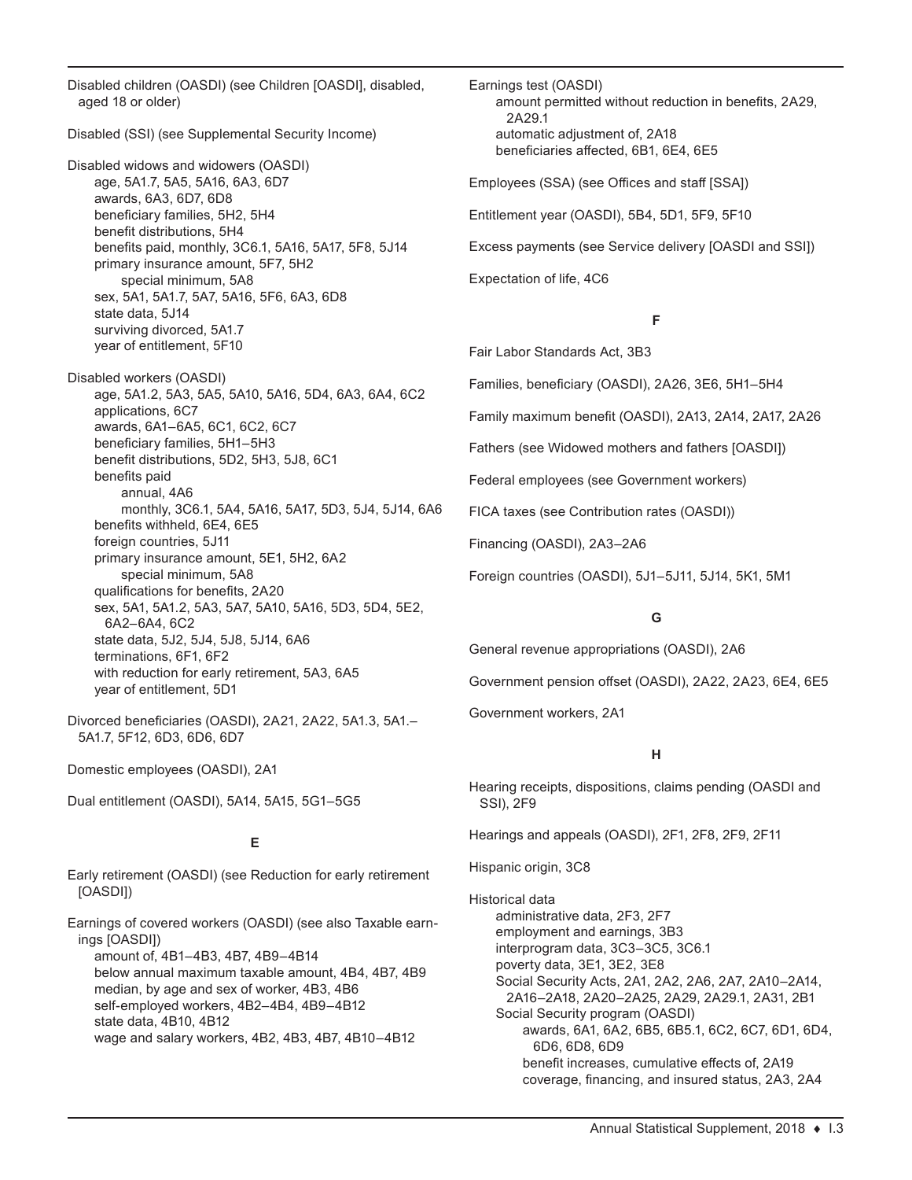Disabled children (OASDI) (see Children [OASDI], disabled, aged 18 or older)

Disabled (SSI) (see Supplemental Security Income)

Disabled widows and widowers (OASDI)
- age, 5A1.7, 5A5, 5A16, 6A3, 6D7
- awards, 6A3, 6D7, 6D8
- beneficiary families, 5H2, 5H4
- benefit distributions, 5H4
- benefits paid, monthly, 3C6.1, 5A16, 5A17, 5F8, 5J14
- primary insurance amount, 5F7, 5H2
  - special minimum, 5A8
- sex, 5A1, 5A1.7, 5A7, 5A16, 5F6, 6A3, 6D8
- state data, 5J14
- surviving divorced, 5A1.7
- year of entitlement, 5F10

Disabled workers (OASDI)
- age, 5A1.2, 5A3, 5A5, 5A10, 5A16, 5D4, 6A3, 6A4, 6C2
- applications, 6C7
- awards, 6A1–6A5, 6C1, 6C2, 6C7
- beneficiary families, 5H1–5H3
- benefit distributions, 5D2, 5H3, 5J8, 6C1
- benefits paid
  - annual, 4A6
  - monthly, 3C6.1, 5A4, 5A16, 5A17, 5D3, 5J4, 5J14, 6A6
- benefits withheld, 6E4, 6E5
- foreign countries, 5J11
- primary insurance amount, 5E1, 5H2, 6A2
  - special minimum, 5A8
- qualifications for benefits, 2A20
- sex, 5A1, 5A1.2, 5A3, 5A7, 5A10, 5A16, 5D3, 5D4, 5E2, 6A2–6A4, 6C2
- state data, 5J2, 5J4, 5J8, 5J14, 6A6
- terminations, 6F1, 6F2
- with reduction for early retirement, 5A3, 6A5
- year of entitlement, 5D1

Divorced beneficiaries (OASDI), 2A21, 2A22, 5A1.3, 5A1.–5A1.7, 5F12, 6D3, 6D6, 6D7

Domestic employees (OASDI), 2A1

Dual entitlement (OASDI), 5A14, 5A15, 5G1–5G5

### E

Early retirement (OASDI) (see Reduction for early retirement [OASDI])

Earnings of covered workers (OASDI) (see also Taxable earnings [OASDI])
- amount of, 4B1–4B3, 4B7, 4B9–4B14
- below annual maximum taxable amount, 4B4, 4B7, 4B9
- median, by age and sex of worker, 4B3, 4B6
- self-employed workers, 4B2–4B4, 4B9–4B12
- state data, 4B10, 4B12
- wage and salary workers, 4B2, 4B3, 4B7, 4B10–4B12

Earnings test (OASDI)
- amount permitted without reduction in benefits, 2A29, 2A29.1
- automatic adjustment of, 2A18
- beneficiaries affected, 6B1, 6E4, 6E5

Employees (SSA) (see Offices and staff [SSA])

Entitlement year (OASDI), 5B4, 5D1, 5F9, 5F10

Excess payments (see Service delivery [OASDI and SSI])

Expectation of life, 4C6

### F

Fair Labor Standards Act, 3B3

Families, beneficiary (OASDI), 2A26, 3E6, 5H1–5H4

Family maximum benefit (OASDI), 2A13, 2A14, 2A17, 2A26

Fathers (see Widowed mothers and fathers [OASDI])

Federal employees (see Government workers)

FICA taxes (see Contribution rates (OASDI))

Financing (OASDI), 2A3–2A6

Foreign countries (OASDI), 5J1–5J11, 5J14, 5K1, 5M1

### G

General revenue appropriations (OASDI), 2A6

Government pension offset (OASDI), 2A22, 2A23, 6E4, 6E5

Government workers, 2A1

### H

Hearing receipts, dispositions, claims pending (OASDI and SSI), 2F9

Hearings and appeals (OASDI), 2F1, 2F8, 2F9, 2F11

Hispanic origin, 3C8

Historical data
- administrative data, 2F3, 2F7
- employment and earnings, 3B3
- interprogram data, 3C3–3C5, 3C6.1
- poverty data, 3E1, 3E2, 3E8
- Social Security Acts, 2A1, 2A2, 2A6, 2A7, 2A10–2A14, 2A16–2A18, 2A20–2A25, 2A29, 2A29.1, 2A31, 2B1
- Social Security program (OASDI)
  - awards, 6A1, 6A2, 6B5, 6B5.1, 6C2, 6C7, 6D1, 6D4, 6D6, 6D8, 6D9
  - benefit increases, cumulative effects of, 2A19
  - coverage, financing, and insured status, 2A3, 2A4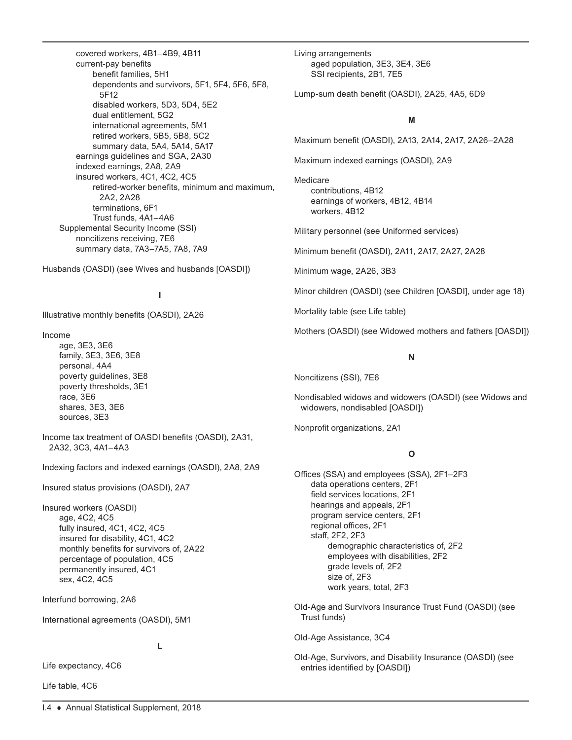- covered workers, 4B1–4B9, 4B11
- current-pay benefits
  - benefit families, 5H1
  - dependents and survivors, 5F1, 5F4, 5F6, 5F8, 5F12
  - disabled workers, 5D3, 5D4, 5E2
  - dual entitlement, 5G2
  - international agreements, 5M1
  - retired workers, 5B5, 5B8, 5C2
  - summary data, 5A4, 5A14, 5A17
- earnings guidelines and SGA, 2A30
- indexed earnings, 2A8, 2A9
- insured workers, 4C1, 4C2, 4C5
  - retired-worker benefits, minimum and maximum, 2A2, 2A28
  - terminations, 6F1
  - Trust funds, 4A1–4A6

Supplemental Security Income (SSI)
- noncitizens receiving, 7E6
- summary data, 7A3–7A5, 7A8, 7A9

Husbands (OASDI) (see Wives and husbands [OASDI])

**I**

Illustrative monthly benefits (OASDI), 2A26

Income
- age, 3E3, 3E6
- family, 3E3, 3E6, 3E8
- personal, 4A4
- poverty guidelines, 3E8
- poverty thresholds, 3E1
- race, 3E6
- shares, 3E3, 3E6
- sources, 3E3

Income tax treatment of OASDI benefits (OASDI), 2A31, 2A32, 3C3, 4A1–4A3

Indexing factors and indexed earnings (OASDI), 2A8, 2A9

Insured status provisions (OASDI), 2A7

Insured workers (OASDI)
- age, 4C2, 4C5
- fully insured, 4C1, 4C2, 4C5
- insured for disability, 4C1, 4C2
- monthly benefits for survivors of, 2A22
- percentage of population, 4C5
- permanently insured, 4C1
- sex, 4C2, 4C5

Interfund borrowing, 2A6

International agreements (OASDI), 5M1

**L**

Life expectancy, 4C6

Life table, 4C6

Living arrangements
- aged population, 3E3, 3E4, 3E6
- SSI recipients, 2B1, 7E5

Lump-sum death benefit (OASDI), 2A25, 4A5, 6D9

**M**

Maximum benefit (OASDI), 2A13, 2A14, 2A17, 2A26–2A28

Maximum indexed earnings (OASDI), 2A9

Medicare
- contributions, 4B12
- earnings of workers, 4B12, 4B14
- workers, 4B12

Military personnel (see Uniformed services)

Minimum benefit (OASDI), 2A11, 2A17, 2A27, 2A28

Minimum wage, 2A26, 3B3

Minor children (OASDI) (see Children [OASDI], under age 18)

Mortality table (see Life table)

Mothers (OASDI) (see Widowed mothers and fathers [OASDI])

**N**

Noncitizens (SSI), 7E6

Nondisabled widows and widowers (OASDI) (see Widows and widowers, nondisabled [OASDI])

Nonprofit organizations, 2A1

**O**

Offices (SSA) and employees (SSA), 2F1–2F3
- data operations centers, 2F1
- field services locations, 2F1
- hearings and appeals, 2F1
- program service centers, 2F1
- regional offices, 2F1
- staff, 2F2, 2F3
  - demographic characteristics of, 2F2
  - employees with disabilities, 2F2
  - grade levels of, 2F2
  - size of, 2F3
  - work years, total, 2F3

Old-Age and Survivors Insurance Trust Fund (OASDI) (see Trust funds)

Old-Age Assistance, 3C4

Old-Age, Survivors, and Disability Insurance (OASDI) (see entries identified by [OASDI])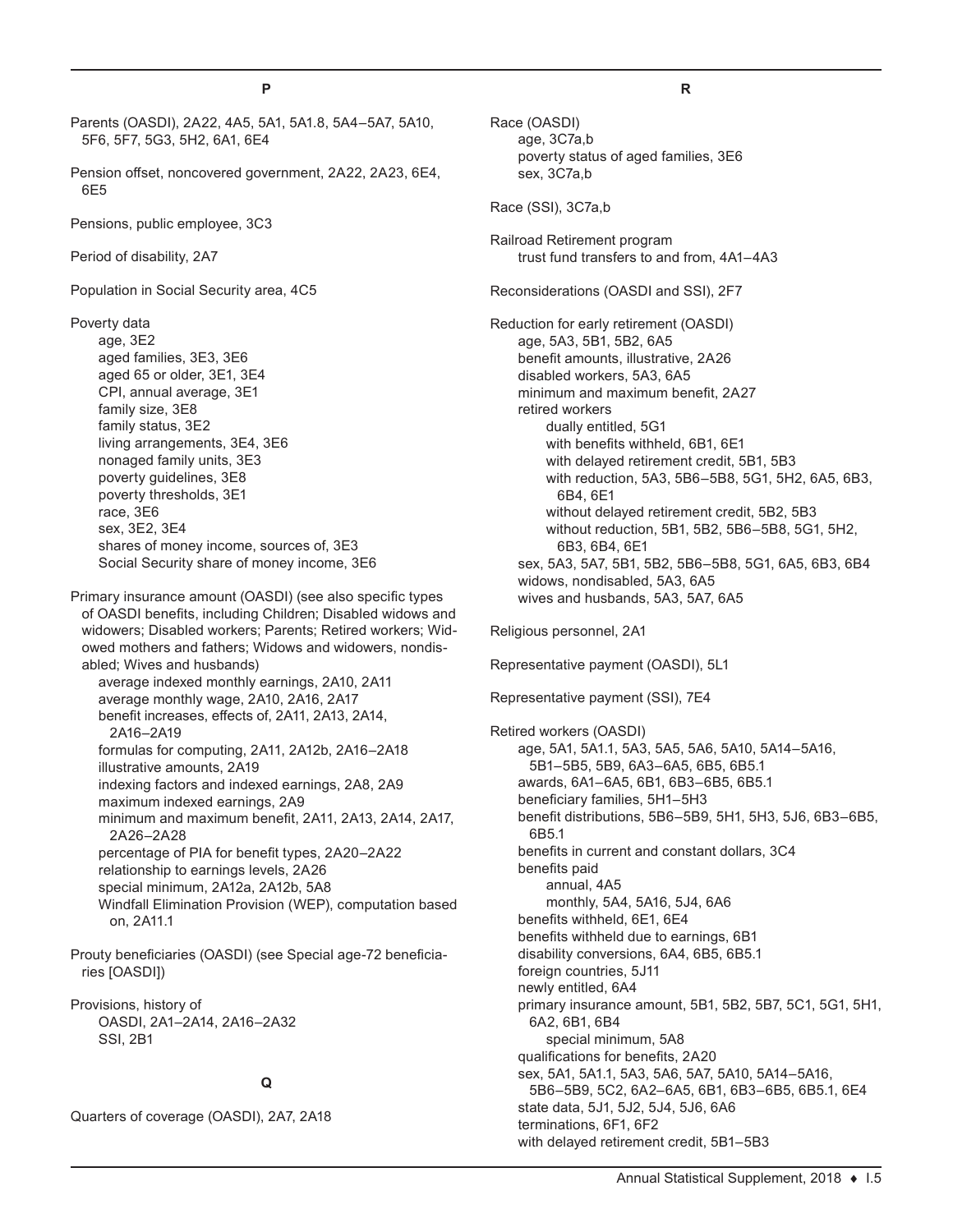## P

Parents (OASDI), 2A22, 4A5, 5A1, 5A1.8, 5A4–5A7, 5A10, 5F6, 5F7, 5G3, 5H2, 6A1, 6E4

Pension offset, noncovered government, 2A22, 2A23, 6E4, 6E5

Pensions, public employee, 3C3

Period of disability, 2A7

Population in Social Security area, 4C5

Poverty data
- age, 3E2
- aged families, 3E3, 3E6
- aged 65 or older, 3E1, 3E4
- CPI, annual average, 3E1
- family size, 3E8
- family status, 3E2
- living arrangements, 3E4, 3E6
- nonaged family units, 3E3
- poverty guidelines, 3E8
- poverty thresholds, 3E1
- race, 3E6
- sex, 3E2, 3E4
- shares of money income, sources of, 3E3
- Social Security share of money income, 3E6

Primary insurance amount (OASDI) (see also specific types of OASDI benefits, including Children; Disabled widows and widowers; Disabled workers; Parents; Retired workers; Widowed mothers and fathers; Widows and widowers, nondisabled; Wives and husbands)
- average indexed monthly earnings, 2A10, 2A11
- average monthly wage, 2A10, 2A16, 2A17
- benefit increases, effects of, 2A11, 2A13, 2A14, 2A16–2A19
- formulas for computing, 2A11, 2A12b, 2A16–2A18
- illustrative amounts, 2A19
- indexing factors and indexed earnings, 2A8, 2A9
- maximum indexed earnings, 2A9
- minimum and maximum benefit, 2A11, 2A13, 2A14, 2A17, 2A26–2A28
- percentage of PIA for benefit types, 2A20–2A22
- relationship to earnings levels, 2A26
- special minimum, 2A12a, 2A12b, 5A8
- Windfall Elimination Provision (WEP), computation based on, 2A11.1

Prouty beneficiaries (OASDI) (see Special age-72 beneficiaries [OASDI])

Provisions, history of
- OASDI, 2A1–2A14, 2A16–2A32
- SSI, 2B1

## Q

Quarters of coverage (OASDI), 2A7, 2A18

## R

Race (OASDI)
- age, 3C7a,b
- poverty status of aged families, 3E6
- sex, 3C7a,b

Race (SSI), 3C7a,b

Railroad Retirement program
- trust fund transfers to and from, 4A1–4A3

Reconsiderations (OASDI and SSI), 2F7

Reduction for early retirement (OASDI)
- age, 5A3, 5B1, 5B2, 6A5
- benefit amounts, illustrative, 2A26
- disabled workers, 5A3, 6A5
- minimum and maximum benefit, 2A27
- retired workers
  - dually entitled, 5G1
  - with benefits withheld, 6B1, 6E1
  - with delayed retirement credit, 5B1, 5B3
  - with reduction, 5A3, 5B6–5B8, 5G1, 5H2, 6A5, 6B3, 6B4, 6E1
  - without delayed retirement credit, 5B2, 5B3
  - without reduction, 5B1, 5B2, 5B6–5B8, 5G1, 5H2, 6B3, 6B4, 6E1
- sex, 5A3, 5A7, 5B1, 5B2, 5B6–5B8, 5G1, 6A5, 6B3, 6B4
- widows, nondisabled, 5A3, 6A5
- wives and husbands, 5A3, 5A7, 6A5

Religious personnel, 2A1

Representative payment (OASDI), 5L1

Representative payment (SSI), 7E4

Retired workers (OASDI)
- age, 5A1, 5A1.1, 5A3, 5A5, 5A6, 5A10, 5A14–5A16, 5B1–5B5, 5B9, 6A3–6A5, 6B5, 6B5.1
- awards, 6A1–6A5, 6B1, 6B3–6B5, 6B5.1
- beneficiary families, 5H1–5H3
- benefit distributions, 5B6–5B9, 5H1, 5H3, 5J6, 6B3–6B5, 6B5.1
- benefits in current and constant dollars, 3C4
- benefits paid
  - annual, 4A5
  - monthly, 5A4, 5A16, 5J4, 6A6
- benefits withheld, 6E1, 6E4
- benefits withheld due to earnings, 6B1
- disability conversions, 6A4, 6B5, 6B5.1
- foreign countries, 5J11
- newly entitled, 6A4
- primary insurance amount, 5B1, 5B2, 5B7, 5C1, 5G1, 5H1, 6A2, 6B1, 6B4
  - special minimum, 5A8
- qualifications for benefits, 2A20
- sex, 5A1, 5A1.1, 5A3, 5A6, 5A7, 5A10, 5A14–5A16, 5B6–5B9, 5C2, 6A2–6A5, 6B1, 6B3–6B5, 6B5.1, 6E4
- state data, 5J1, 5J2, 5J4, 5J6, 6A6
- terminations, 6F1, 6F2
- with delayed retirement credit, 5B1–5B3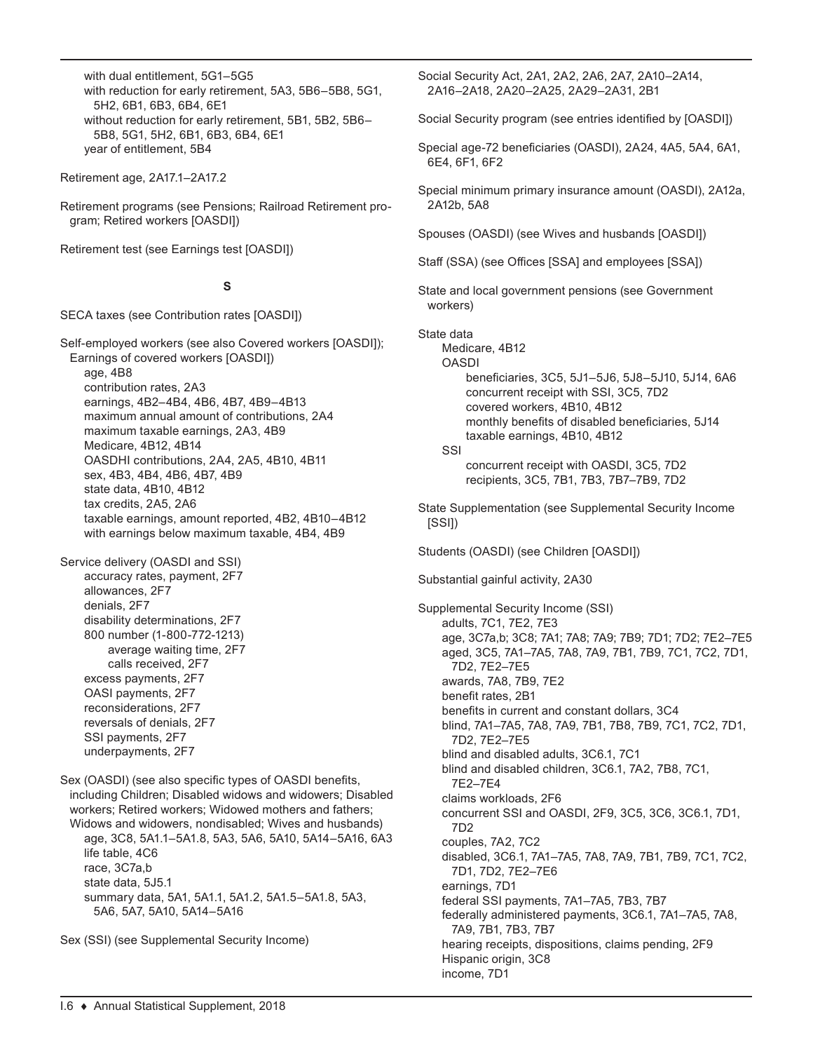- with dual entitlement, 5G1–5G5
- with reduction for early retirement, 5A3, 5B6–5B8, 5G1, 5H2, 6B1, 6B3, 6B4, 6E1
- without reduction for early retirement, 5B1, 5B2, 5B6–5B8, 5G1, 5H2, 6B1, 6B3, 6B4, 6E1
- year of entitlement, 5B4

Retirement age, 2A17.1–2A17.2

Retirement programs (see Pensions; Railroad Retirement program; Retired workers [OASDI])

Retirement test (see Earnings test [OASDI])

## S

SECA taxes (see Contribution rates [OASDI])

Self-employed workers (see also Covered workers [OASDI]); Earnings of covered workers [OASDI])
- age, 4B8
- contribution rates, 2A3
- earnings, 4B2–4B4, 4B6, 4B7, 4B9–4B13
- maximum annual amount of contributions, 2A4
- maximum taxable earnings, 2A3, 4B9
- Medicare, 4B12, 4B14
- OASDHI contributions, 2A4, 2A5, 4B10, 4B11
- sex, 4B3, 4B4, 4B6, 4B7, 4B9
- state data, 4B10, 4B12
- tax credits, 2A5, 2A6
- taxable earnings, amount reported, 4B2, 4B10–4B12
- with earnings below maximum taxable, 4B4, 4B9

Service delivery (OASDI and SSI)
- accuracy rates, payment, 2F7
- allowances, 2F7
- denials, 2F7
- disability determinations, 2F7
- 800 number (1-800-772-1213)
  - average waiting time, 2F7
  - calls received, 2F7
- excess payments, 2F7
- OASI payments, 2F7
- reconsiderations, 2F7
- reversals of denials, 2F7
- SSI payments, 2F7
- underpayments, 2F7

Sex (OASDI) (see also specific types of OASDI benefits, including Children; Disabled widows and widowers; Disabled workers; Retired workers; Widowed mothers and fathers; Widows and widowers, nondisabled; Wives and husbands)
- age, 3C8, 5A1.1–5A1.8, 5A3, 5A6, 5A10, 5A14–5A16, 6A3
- life table, 4C6
- race, 3C7a,b
- state data, 5J5.1
- summary data, 5A1, 5A1.1, 5A1.2, 5A1.5–5A1.8, 5A3, 5A6, 5A7, 5A10, 5A14–5A16

Sex (SSI) (see Supplemental Security Income)

Social Security Act, 2A1, 2A2, 2A6, 2A7, 2A10–2A14, 2A16–2A18, 2A20–2A25, 2A29–2A31, 2B1

Social Security program (see entries identified by [OASDI])

Special age-72 beneficiaries (OASDI), 2A24, 4A5, 5A4, 6A1, 6E4, 6F1, 6F2

Special minimum primary insurance amount (OASDI), 2A12a, 2A12b, 5A8

Spouses (OASDI) (see Wives and husbands [OASDI])

Staff (SSA) (see Offices [SSA] and employees [SSA])

State and local government pensions (see Government workers)

State data
- Medicare, 4B12
- OASDI
  - beneficiaries, 3C5, 5J1–5J6, 5J8–5J10, 5J14, 6A6
  - concurrent receipt with SSI, 3C5, 7D2
  - covered workers, 4B10, 4B12
  - monthly benefits of disabled beneficiaries, 5J14
  - taxable earnings, 4B10, 4B12
- SSI
  - concurrent receipt with OASDI, 3C5, 7D2
  - recipients, 3C5, 7B1, 7B3, 7B7–7B9, 7D2

State Supplementation (see Supplemental Security Income [SSI])

Students (OASDI) (see Children [OASDI])

Substantial gainful activity, 2A30

Supplemental Security Income (SSI)
- adults, 7C1, 7E2, 7E3
- age, 3C7a,b; 3C8; 7A1; 7A8; 7A9; 7B9; 7D1; 7D2; 7E2–7E5
- aged, 3C5, 7A1–7A5, 7A8, 7A9, 7B1, 7B9, 7C1, 7C2, 7D1, 7D2, 7E2–7E5
- awards, 7A8, 7B9, 7E2
- benefit rates, 2B1
- benefits in current and constant dollars, 3C4
- blind, 7A1–7A5, 7A8, 7A9, 7B1, 7B8, 7B9, 7C1, 7C2, 7D1, 7D2, 7E2–7E5
- blind and disabled adults, 3C6.1, 7C1
- blind and disabled children, 3C6.1, 7A2, 7B8, 7C1, 7E2–7E4
- claims workloads, 2F6
- concurrent SSI and OASDI, 2F9, 3C5, 3C6, 3C6.1, 7D1, 7D2
- couples, 7A2, 7C2
- disabled, 3C6.1, 7A1–7A5, 7A8, 7A9, 7B1, 7B9, 7C1, 7C2, 7D1, 7D2, 7E2–7E6
- earnings, 7D1
- federal SSI payments, 7A1–7A5, 7B3, 7B7
- federally administered payments, 3C6.1, 7A1–7A5, 7A8, 7A9, 7B1, 7B3, 7B7
- hearing receipts, dispositions, claims pending, 2F9
- Hispanic origin, 3C8
- income, 7D1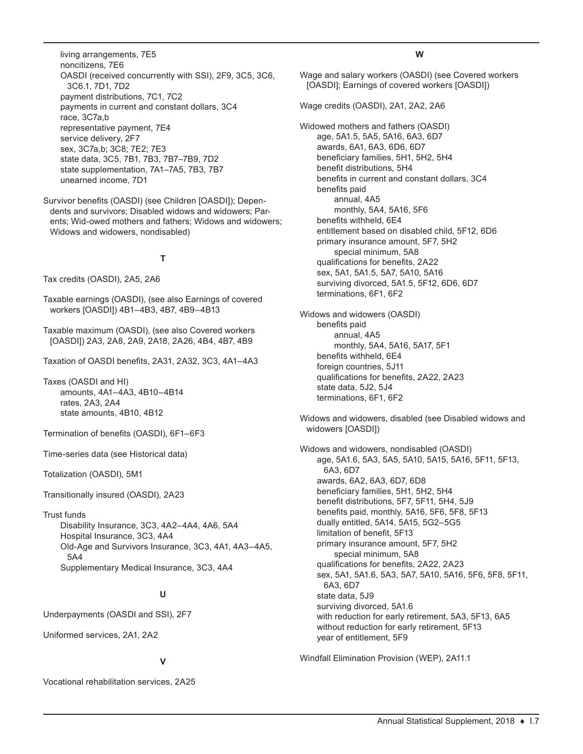- living arrangements, 7E5
- noncitizens, 7E6
- OASDI (received concurrently with SSI), 2F9, 3C5, 3C6, 3C6.1, 7D1, 7D2
- payment distributions, 7C1, 7C2
- payments in current and constant dollars, 3C4
- race, 3C7a,b
- representative payment, 7E4
- service delivery, 2F7
- sex, 3C7a,b; 3C8; 7E2; 7E3
- state data, 3C5, 7B1, 7B3, 7B7–7B9, 7D2
- state supplementation, 7A1–7A5, 7B3, 7B7
- unearned income, 7D1

Survivor benefits (OASDI) (see Children [OASDI]); Dependents and survivors; Disabled widows and widowers; Parents; Wid-owed mothers and fathers; Widows and widowers; Widows and widowers, nondisabled)

## T

Tax credits (OASDI), 2A5, 2A6

Taxable earnings (OASDI), (see also Earnings of covered workers [OASDI]) 4B1–4B3, 4B7, 4B9–4B13

Taxable maximum (OASDI), (see also Covered workers [OASDI]) 2A3, 2A8, 2A9, 2A18, 2A26, 4B4, 4B7, 4B9

Taxation of OASDI benefits, 2A31, 2A32, 3C3, 4A1–4A3

Taxes (OASDI and HI)
- amounts, 4A1–4A3, 4B10–4B14
- rates, 2A3, 2A4
- state amounts, 4B10, 4B12

Termination of benefits (OASDI), 6F1–6F3

Time-series data (see Historical data)

Totalization (OASDI), 5M1

Transitionally insured (OASDI), 2A23

Trust funds
- Disability Insurance, 3C3, 4A2–4A4, 4A6, 5A4
- Hospital Insurance, 3C3, 4A4
- Old-Age and Survivors Insurance, 3C3, 4A1, 4A3–4A5, 5A4
- Supplementary Medical Insurance, 3C3, 4A4

## U

Underpayments (OASDI and SSI), 2F7

Uniformed services, 2A1, 2A2

## V

Vocational rehabilitation services, 2A25

## W

Wage and salary workers (OASDI) (see Covered workers [OASDI]; Earnings of covered workers [OASDI])

Wage credits (OASDI), 2A1, 2A2, 2A6

Widowed mothers and fathers (OASDI)
- age, 5A1.5, 5A5, 5A16, 6A3, 6D7
- awards, 6A1, 6A3, 6D6, 6D7
- beneficiary families, 5H1, 5H2, 5H4
- benefit distributions, 5H4
- benefits in current and constant dollars, 3C4
- benefits paid
  - annual, 4A5
  - monthly, 5A4, 5A16, 5F6
- benefits withheld, 6E4
- entitlement based on disabled child, 5F12, 6D6
- primary insurance amount, 5F7, 5H2
  - special minimum, 5A8
- qualifications for benefits, 2A22
- sex, 5A1, 5A1.5, 5A7, 5A10, 5A16
- surviving divorced, 5A1.5, 5F12, 6D6, 6D7
- terminations, 6F1, 6F2

Widows and widowers (OASDI)
- benefits paid
  - annual, 4A5
  - monthly, 5A4, 5A16, 5A17, 5F1
- benefits withheld, 6E4
- foreign countries, 5J11
- qualifications for benefits, 2A22, 2A23
- state data, 5J2, 5J4
- terminations, 6F1, 6F2

Widows and widowers, disabled (see Disabled widows and widowers [OASDI])

Widows and widowers, nondisabled (OASDI)
- age, 5A1.6, 5A3, 5A5, 5A10, 5A15, 5A16, 5F11, 5F13, 6A3, 6D7
- awards, 6A2, 6A3, 6D7, 6D8
- beneficiary families, 5H1, 5H2, 5H4
- benefit distributions, 5F7, 5F11, 5H4, 5J9
- benefits paid, monthly, 5A16, 5F6, 5F8, 5F13
- dually entitled, 5A14, 5A15, 5G2–5G5
- limitation of benefit, 5F13
- primary insurance amount, 5F7, 5H2
  - special minimum, 5A8
- qualifications for benefits, 2A22, 2A23
- sex, 5A1, 5A1.6, 5A3, 5A7, 5A10, 5A16, 5F6, 5F8, 5F11, 6A3, 6D7
- state data, 5J9
- surviving divorced, 5A1.6
- with reduction for early retirement, 5A3, 5F13, 6A5
- without reduction for early retirement, 5F13
- year of entitlement, 5F9

Windfall Elimination Provision (WEP), 2A11.1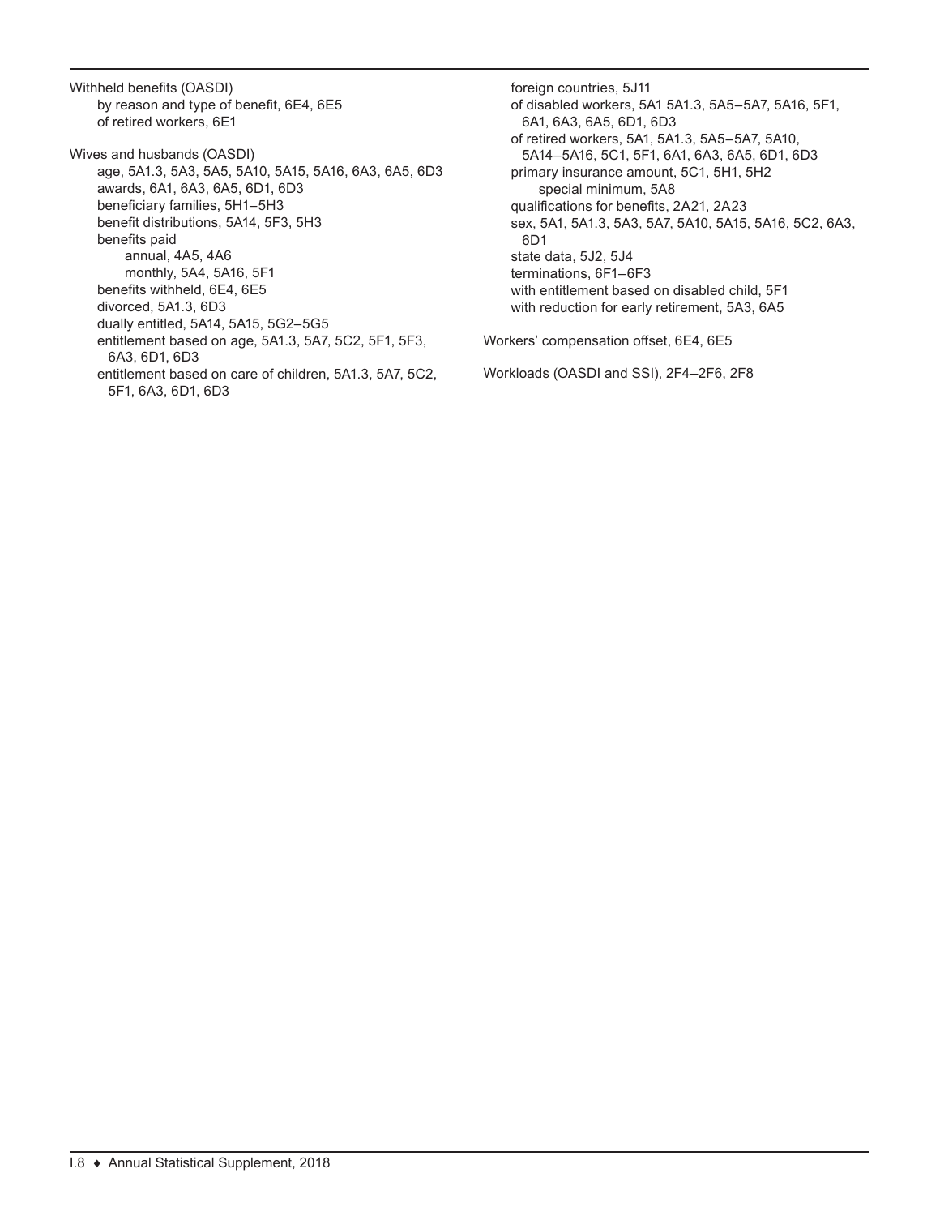Withheld benefits (OASDI)
- by reason and type of benefit, 6E4, 6E5
- of retired workers, 6E1

Wives and husbands (OASDI)
- age, 5A1.3, 5A3, 5A5, 5A10, 5A15, 5A16, 6A3, 6A5, 6D3
- awards, 6A1, 6A3, 6A5, 6D1, 6D3
- beneficiary families, 5H1–5H3
- benefit distributions, 5A14, 5F3, 5H3
- benefits paid
  - annual, 4A5, 4A6
  - monthly, 5A4, 5A16, 5F1
- benefits withheld, 6E4, 6E5
- divorced, 5A1.3, 6D3
- dually entitled, 5A14, 5A15, 5G2–5G5
- entitlement based on age, 5A1.3, 5A7, 5C2, 5F1, 5F3, 6A3, 6D1, 6D3
- entitlement based on care of children, 5A1.3, 5A7, 5C2, 5F1, 6A3, 6D1, 6D3
- foreign countries, 5J11
- of disabled workers, 5A1 5A1.3, 5A5–5A7, 5A16, 5F1, 6A1, 6A3, 6A5, 6D1, 6D3
- of retired workers, 5A1, 5A1.3, 5A5–5A7, 5A10, 5A14–5A16, 5C1, 5F1, 6A1, 6A3, 6A5, 6D1, 6D3
- primary insurance amount, 5C1, 5H1, 5H2
  - special minimum, 5A8
- qualifications for benefits, 2A21, 2A23
- sex, 5A1, 5A1.3, 5A3, 5A7, 5A10, 5A15, 5A16, 5C2, 6A3, 6D1
- state data, 5J2, 5J4
- terminations, 6F1–6F3
- with entitlement based on disabled child, 5F1
- with reduction for early retirement, 5A3, 6A5

Workers' compensation offset, 6E4, 6E5

Workloads (OASDI and SSI), 2F4–2F6, 2F8